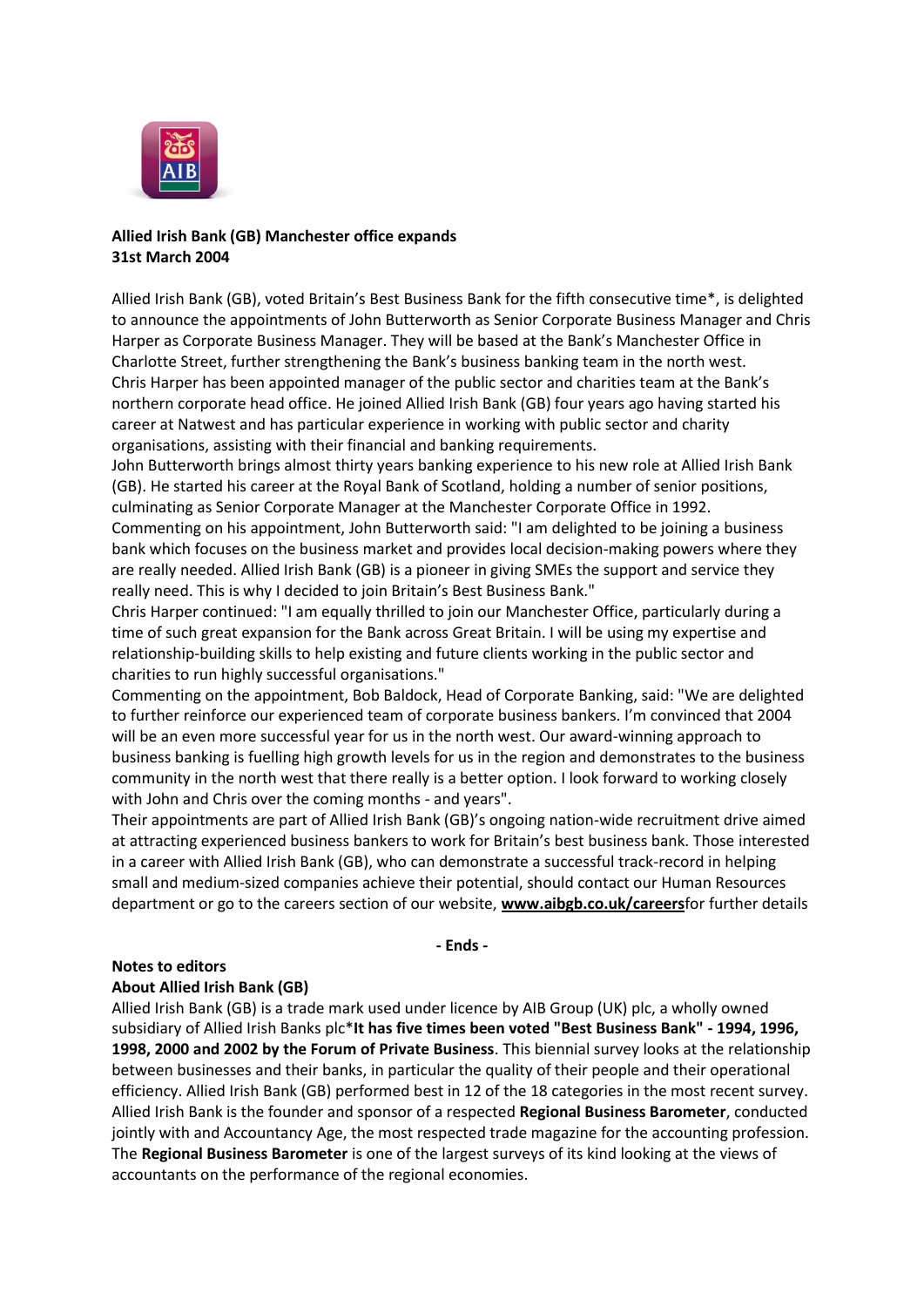**Allied Irish Bank (GB) Manchester office expands**
**31st March 2004**

Allied Irish Bank (GB), voted Britain's Best Business Bank for the fifth consecutive time*, is delighted to announce the appointments of John Butterworth as Senior Corporate Business Manager and Chris Harper as Corporate Business Manager. They will be based at the Bank's Manchester Office in Charlotte Street, further strengthening the Bank's business banking team in the north west.
Chris Harper has been appointed manager of the public sector and charities team at the Bank's northern corporate head office. He joined Allied Irish Bank (GB) four years ago having started his career at Natwest and has particular experience in working with public sector and charity organisations, assisting with their financial and banking requirements.
John Butterworth brings almost thirty years banking experience to his new role at Allied Irish Bank (GB). He started his career at the Royal Bank of Scotland, holding a number of senior positions, culminating as Senior Corporate Manager at the Manchester Corporate Office in 1992.
Commenting on his appointment, John Butterworth said: "I am delighted to be joining a business bank which focuses on the business market and provides local decision-making powers where they are really needed. Allied Irish Bank (GB) is a pioneer in giving SMEs the support and service they really need. This is why I decided to join Britain's Best Business Bank."
Chris Harper continued: "I am equally thrilled to join our Manchester Office, particularly during a time of such great expansion for the Bank across Great Britain. I will be using my expertise and relationship-building skills to help existing and future clients working in the public sector and charities to run highly successful organisations."
Commenting on the appointment, Bob Baldock, Head of Corporate Banking, said: "We are delighted to further reinforce our experienced team of corporate business bankers. I'm convinced that 2004 will be an even more successful year for us in the north west. Our award-winning approach to business banking is fuelling high growth levels for us in the region and demonstrates to the business community in the north west that there really is a better option. I look forward to working closely with John and Chris over the coming months - and years".
Their appointments are part of Allied Irish Bank (GB)'s ongoing nation-wide recruitment drive aimed at attracting experienced business bankers to work for Britain's best business bank. Those interested in a career with Allied Irish Bank (GB), who can demonstrate a successful track-record in helping small and medium-sized companies achieve their potential, should contact our Human Resources department or go to the careers section of our website, **www.aibgb.co.uk/careers**for further details

**- Ends -**

**Notes to editors**
**About Allied Irish Bank (GB)**

Allied Irish Bank (GB) is a trade mark used under licence by AIB Group (UK) plc, a wholly owned subsidiary of Allied Irish Banks plc***It has five times been voted "Best Business Bank" - 1994, 1996, 1998, 2000 and 2002 by the Forum of Private Business**. This biennial survey looks at the relationship between businesses and their banks, in particular the quality of their people and their operational efficiency. Allied Irish Bank (GB) performed best in 12 of the 18 categories in the most recent survey.
Allied Irish Bank is the founder and sponsor of a respected **Regional Business Barometer**, conducted jointly with and Accountancy Age, the most respected trade magazine for the accounting profession. The **Regional Business Barometer** is one of the largest surveys of its kind looking at the views of accountants on the performance of the regional economies.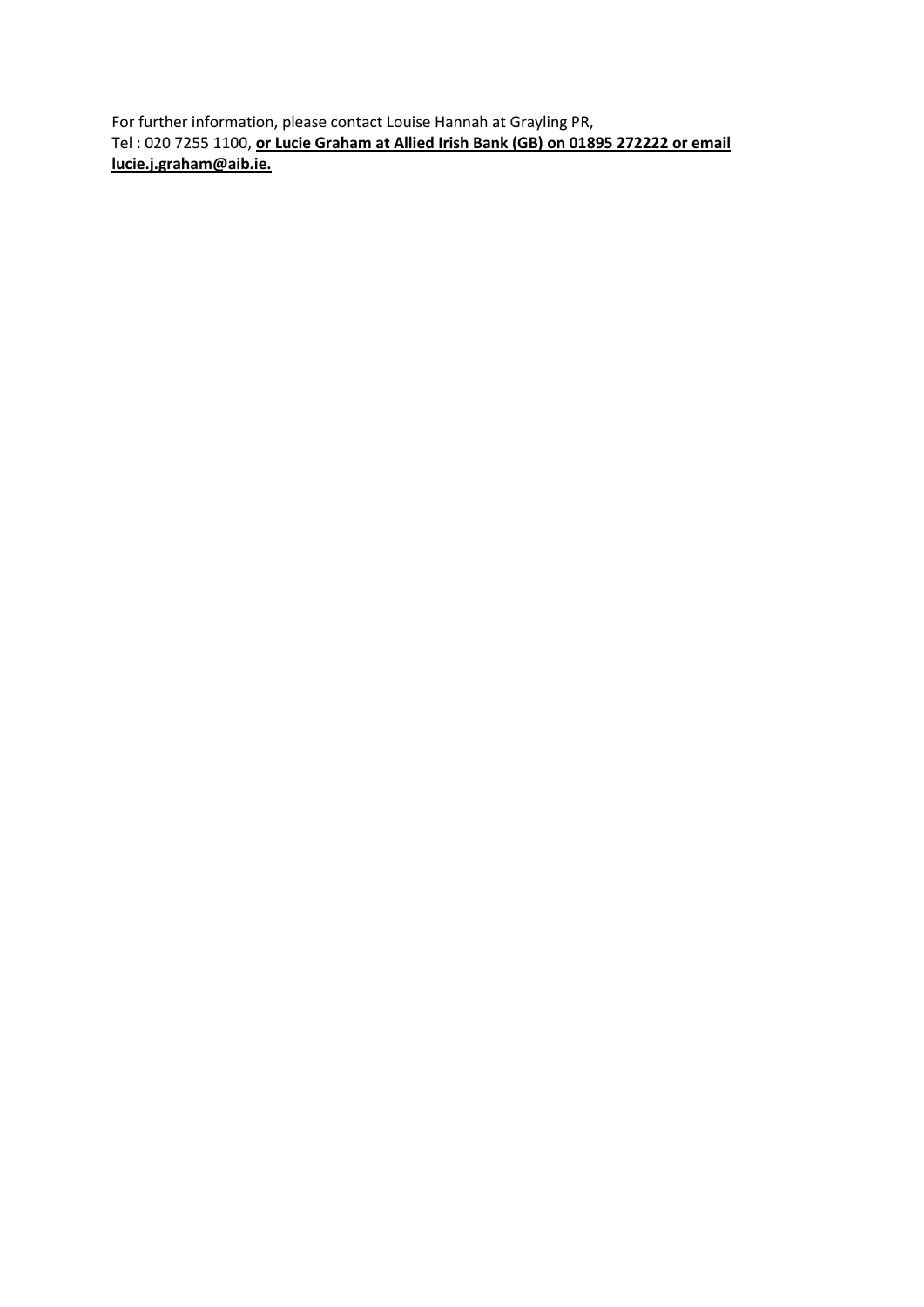For further information, please contact Louise Hannah at Grayling PR,
Tel : 020 7255 1100, **or Lucie Graham at Allied Irish Bank (GB) on 01895 272222 or email lucie.j.graham@aib.ie.**